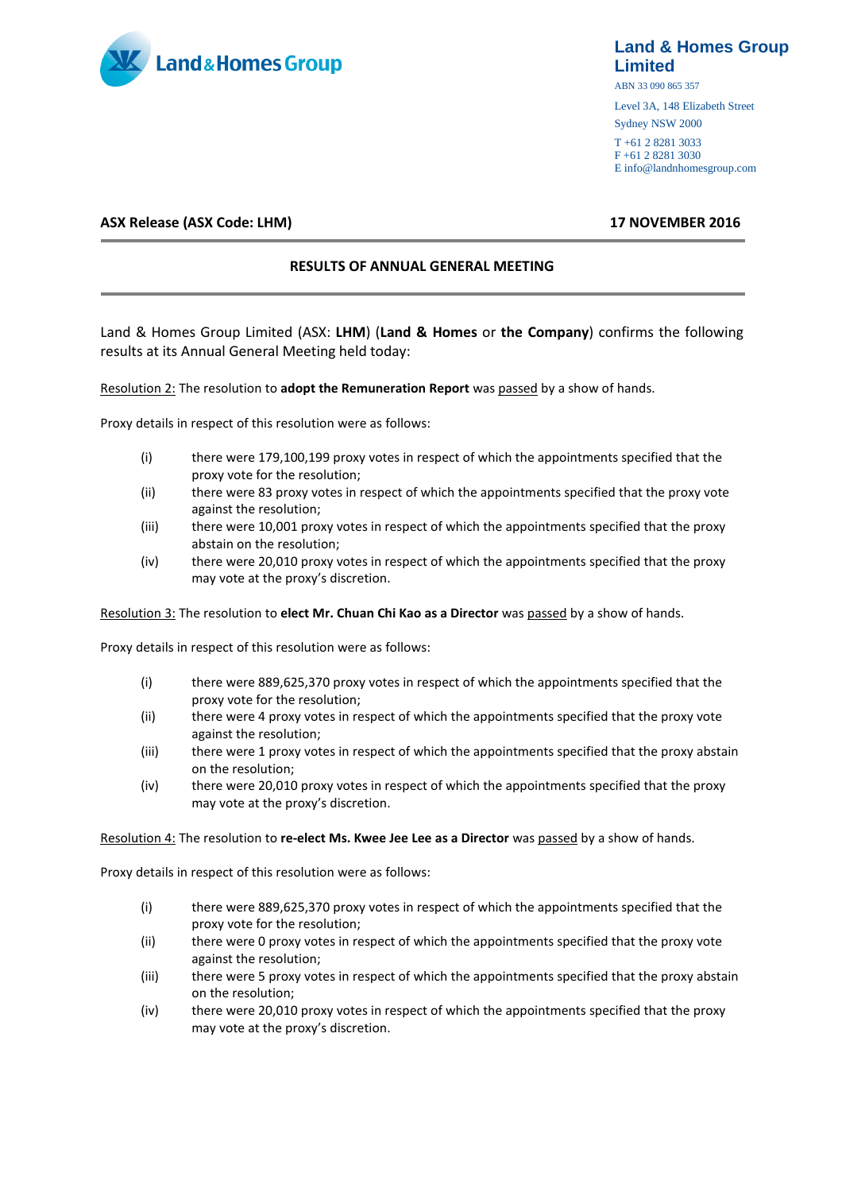**Land & Homes Group Limited**

ABN 33 090 865 357

Level 3A, 148 Elizabeth Street

Sydney NSW 2000

T +61 2 8281 3033

F +61 2 8281 3030

E info@landnhomesgroup.com

**ASX Release (ASX Code: LHM)** **17 NOVEMBER 2016**

## RESULTS OF ANNUAL GENERAL MEETING

Land & Homes Group Limited (ASX: **LHM**) (**Land & Homes** or **the Company**) confirms the following results at its Annual General Meeting held today:

Resolution 2: The resolution to **adopt the Remuneration Report** was passed by a show of hands.

Proxy details in respect of this resolution were as follows:

(i) there were 179,100,199 proxy votes in respect of which the appointments specified that the proxy vote for the resolution;

(ii) there were 83 proxy votes in respect of which the appointments specified that the proxy vote against the resolution;

(iii) there were 10,001 proxy votes in respect of which the appointments specified that the proxy abstain on the resolution;

(iv) there were 20,010 proxy votes in respect of which the appointments specified that the proxy may vote at the proxy's discretion.

Resolution 3: The resolution to **elect Mr. Chuan Chi Kao as a Director** was passed by a show of hands.

Proxy details in respect of this resolution were as follows:

(i) there were 889,625,370 proxy votes in respect of which the appointments specified that the proxy vote for the resolution;

(ii) there were 4 proxy votes in respect of which the appointments specified that the proxy vote against the resolution;

(iii) there were 1 proxy votes in respect of which the appointments specified that the proxy abstain on the resolution;

(iv) there were 20,010 proxy votes in respect of which the appointments specified that the proxy may vote at the proxy's discretion.

Resolution 4: The resolution to **re-elect Ms. Kwee Jee Lee as a Director** was passed by a show of hands.

Proxy details in respect of this resolution were as follows:

(i) there were 889,625,370 proxy votes in respect of which the appointments specified that the proxy vote for the resolution;

(ii) there were 0 proxy votes in respect of which the appointments specified that the proxy vote against the resolution;

(iii) there were 5 proxy votes in respect of which the appointments specified that the proxy abstain on the resolution;

(iv) there were 20,010 proxy votes in respect of which the appointments specified that the proxy may vote at the proxy's discretion.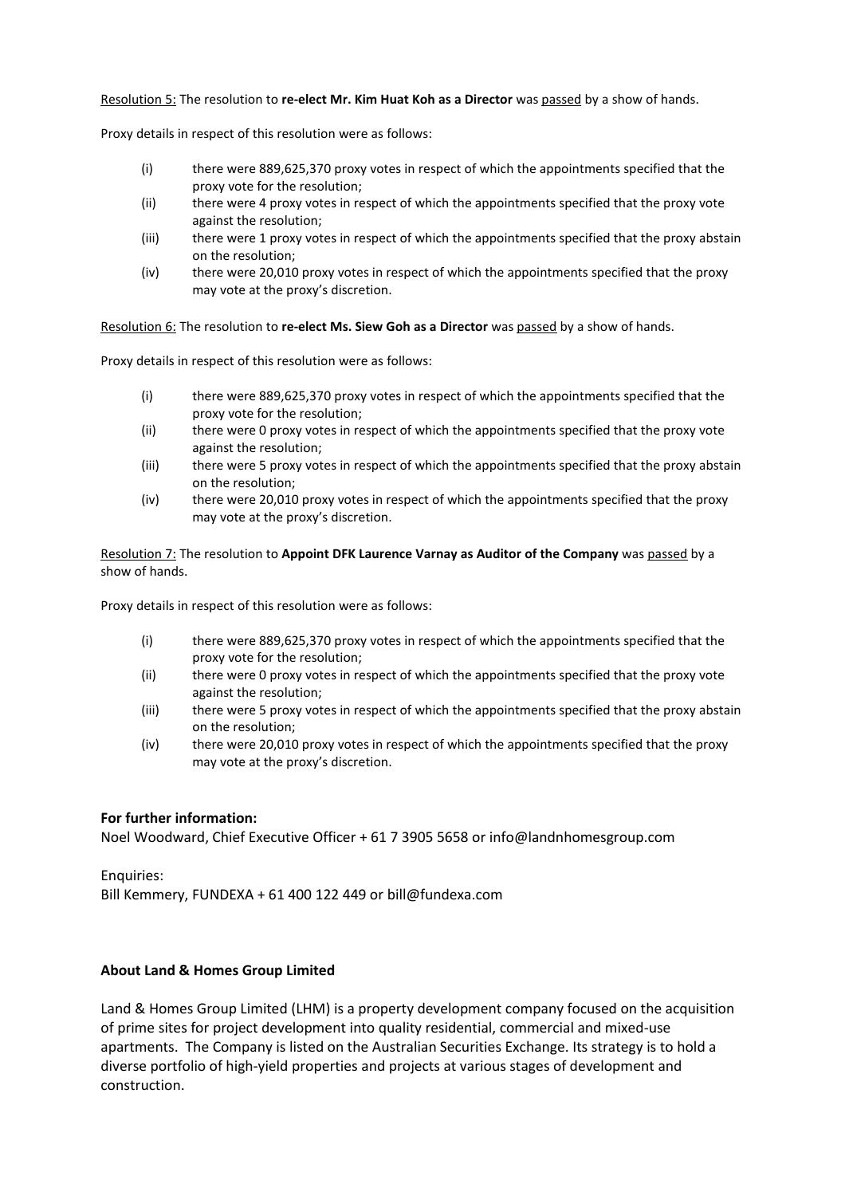<u>Resolution 5:</u> The resolution to **re-elect Mr. Kim Huat Koh as a Director** was <u>passed</u> by a show of hands.

Proxy details in respect of this resolution were as follows:

(i) there were 889,625,370 proxy votes in respect of which the appointments specified that the proxy vote for the resolution;
(ii) there were 4 proxy votes in respect of which the appointments specified that the proxy vote against the resolution;
(iii) there were 1 proxy votes in respect of which the appointments specified that the proxy abstain on the resolution;
(iv) there were 20,010 proxy votes in respect of which the appointments specified that the proxy may vote at the proxy's discretion.

<u>Resolution 6:</u> The resolution to **re-elect Ms. Siew Goh as a Director** was <u>passed</u> by a show of hands.

Proxy details in respect of this resolution were as follows:

(i) there were 889,625,370 proxy votes in respect of which the appointments specified that the proxy vote for the resolution;
(ii) there were 0 proxy votes in respect of which the appointments specified that the proxy vote against the resolution;
(iii) there were 5 proxy votes in respect of which the appointments specified that the proxy abstain on the resolution;
(iv) there were 20,010 proxy votes in respect of which the appointments specified that the proxy may vote at the proxy's discretion.

<u>Resolution 7:</u> The resolution to **Appoint DFK Laurence Varnay as Auditor of the Company** was <u>passed</u> by a show of hands.

Proxy details in respect of this resolution were as follows:

(i) there were 889,625,370 proxy votes in respect of which the appointments specified that the proxy vote for the resolution;
(ii) there were 0 proxy votes in respect of which the appointments specified that the proxy vote against the resolution;
(iii) there were 5 proxy votes in respect of which the appointments specified that the proxy abstain on the resolution;
(iv) there were 20,010 proxy votes in respect of which the appointments specified that the proxy may vote at the proxy's discretion.

**For further information:**

Noel Woodward, Chief Executive Officer + 61 7 3905 5658 or info@landnhomesgroup.com

Enquiries:

Bill Kemmery, FUNDEXA + 61 400 122 449 or bill@fundexa.com

**About Land & Homes Group Limited**

Land & Homes Group Limited (LHM) is a property development company focused on the acquisition of prime sites for project development into quality residential, commercial and mixed-use apartments. The Company is listed on the Australian Securities Exchange. Its strategy is to hold a diverse portfolio of high-yield properties and projects at various stages of development and construction.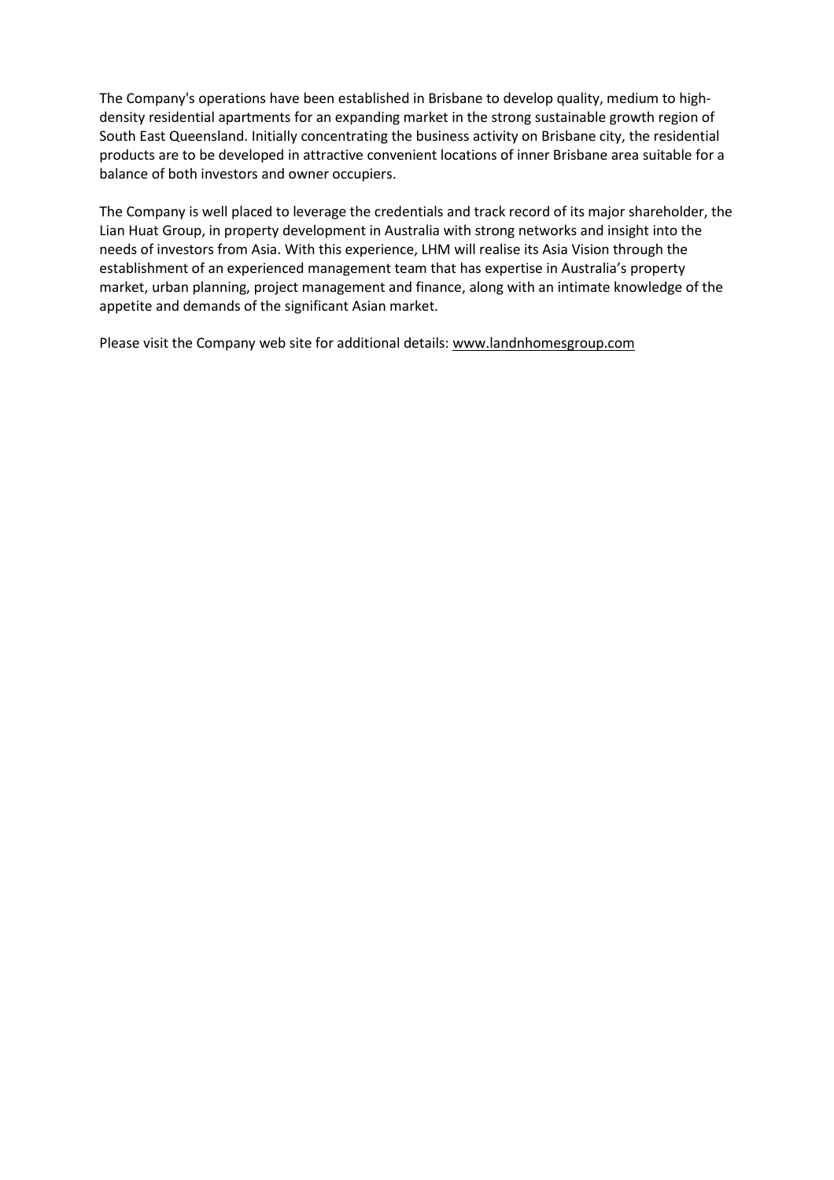The Company's operations have been established in Brisbane to develop quality, medium to high-density residential apartments for an expanding market in the strong sustainable growth region of South East Queensland. Initially concentrating the business activity on Brisbane city, the residential products are to be developed in attractive convenient locations of inner Brisbane area suitable for a balance of both investors and owner occupiers.

The Company is well placed to leverage the credentials and track record of its major shareholder, the Lian Huat Group, in property development in Australia with strong networks and insight into the needs of investors from Asia. With this experience, LHM will realise its Asia Vision through the establishment of an experienced management team that has expertise in Australia's property market, urban planning, project management and finance, along with an intimate knowledge of the appetite and demands of the significant Asian market.

Please visit the Company web site for additional details: www.landnhomesgroup.com